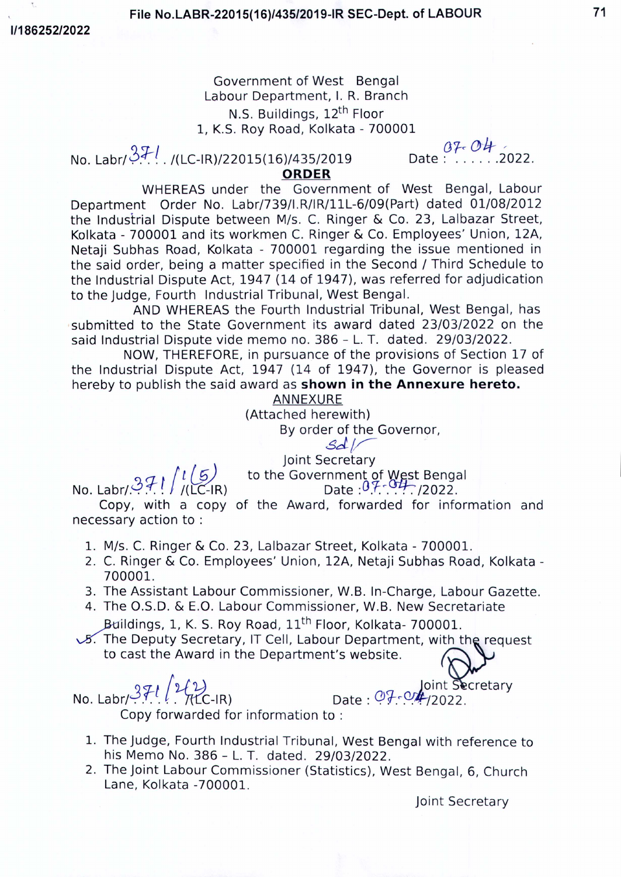Government of West Bengal
Labour Department, I. R. Branch
N.S. Buildings, 12th Floor
1, K.S. Roy Road, Kolkata - 700001

No. Labr/371/(LC-IR)/22015(16)/435/2019 Date : 07.04.2022.

**ORDER**

WHEREAS under the Government of West Bengal, Labour Department Order No. Labr/739/I.R/IR/11L-6/09(Part) dated 01/08/2012 the Industrial Dispute between M/s. C. Ringer & Co. 23, Lalbazar Street, Kolkata - 700001 and its workmen C. Ringer & Co. Employees' Union, 12A, Netaji Subhas Road, Kolkata - 700001 regarding the issue mentioned in the said order, being a matter specified in the Second / Third Schedule to the Industrial Dispute Act, 1947 (14 of 1947), was referred for adjudication to the Judge, Fourth Industrial Tribunal, West Bengal.

AND WHEREAS the Fourth Industrial Tribunal, West Bengal, has submitted to the State Government its award dated 23/03/2022 on the said Industrial Dispute vide memo no. 386 – L. T. dated. 29/03/2022.

NOW, THEREFORE, in pursuance of the provisions of Section 17 of the Industrial Dispute Act, 1947 (14 of 1947), the Governor is pleased hereby to publish the said award as **shown in the Annexure hereto.**

ANNEXURE
(Attached herewith)

By order of the Governor,
Sd/-
Joint Secretary
to the Government of West Bengal

No. Labr/371/1(5)/(LC-IR) Date : 07.04./2022.

Copy, with a copy of the Award, forwarded for information and necessary action to :

1. M/s. C. Ringer & Co. 23, Lalbazar Street, Kolkata - 700001.
2. C. Ringer & Co. Employees' Union, 12A, Netaji Subhas Road, Kolkata - 700001.
3. The Assistant Labour Commissioner, W.B. In-Charge, Labour Gazette.
4. The O.S.D. & E.O. Labour Commissioner, W.B. New Secretariate Buildings, 1, K. S. Roy Road, 11th Floor, Kolkata- 700001.
5. The Deputy Secretary, IT Cell, Labour Department, with the request to cast the Award in the Department's website.

Joint Secretary

No. Labr/371/2(2)/(LC-IR) Date : 07.04./2022.

Copy forwarded for information to :

1. The Judge, Fourth Industrial Tribunal, West Bengal with reference to his Memo No. 386 – L. T. dated. 29/03/2022.
2. The Joint Labour Commissioner (Statistics), West Bengal, 6, Church Lane, Kolkata -700001.

Joint Secretary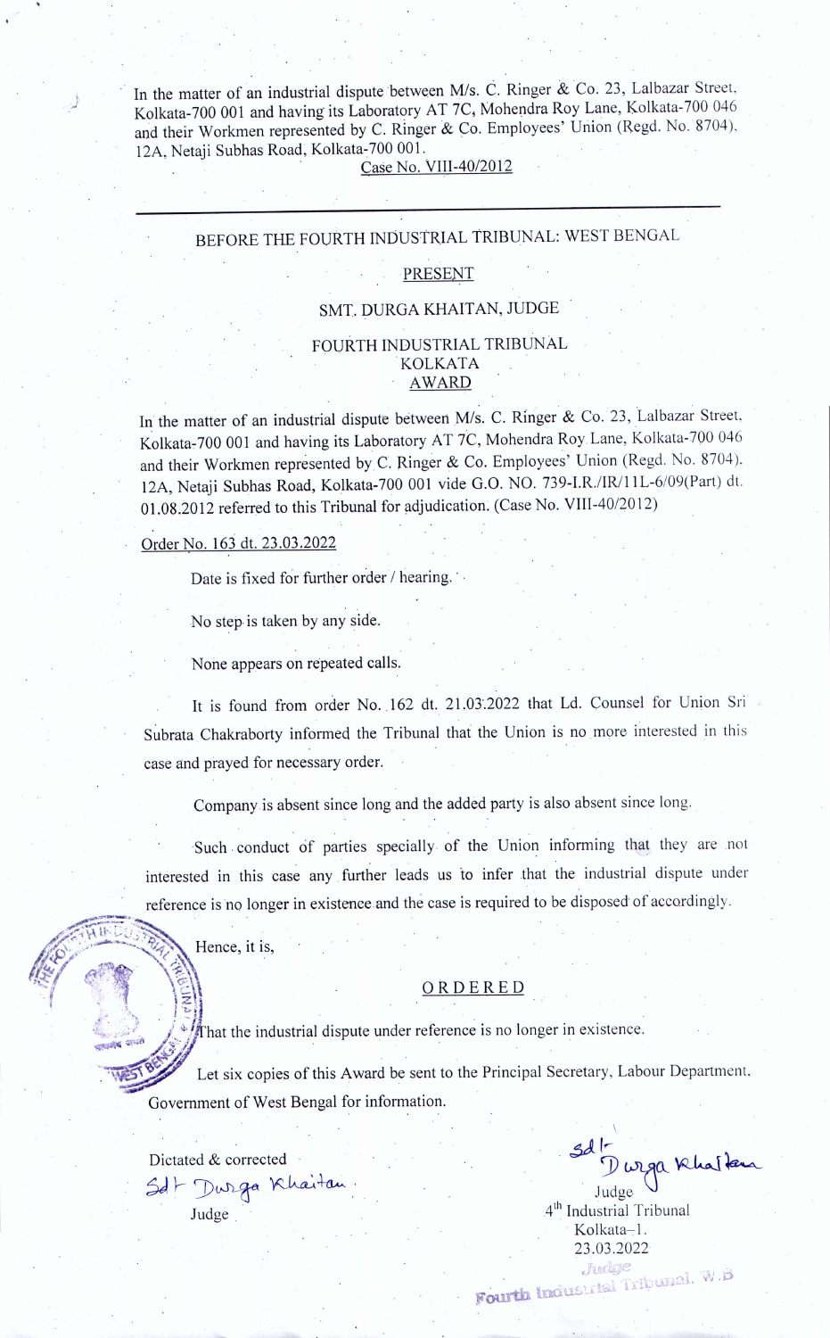In the matter of an industrial dispute between M/s. C. Ringer & Co. 23, Lalbazar Street, Kolkata-700 001 and having its Laboratory AT 7C, Mohendra Roy Lane, Kolkata-700 046 and their Workmen represented by C. Ringer & Co. Employees' Union (Regd. No. 8704). 12A, Netaji Subhas Road, Kolkata-700 001.

Case No. VIII-40/2012

---

BEFORE THE FOURTH INDUSTRIAL TRIBUNAL: WEST BENGAL

PRESENT

SMT. DURGA KHAITAN, JUDGE

FOURTH INDUSTRIAL TRIBUNAL
KOLKATA

AWARD

In the matter of an industrial dispute between M/s. C. Ringer & Co. 23, Lalbazar Street, Kolkata-700 001 and having its Laboratory AT 7C, Mohendra Roy Lane, Kolkata-700 046 and their Workmen represented by C. Ringer & Co. Employees' Union (Regd. No. 8704). 12A, Netaji Subhas Road, Kolkata-700 001 vide G.O. NO. 739-I.R./IR/11L-6/09(Part) dt. 01.08.2012 referred to this Tribunal for adjudication. (Case No. VIII-40/2012)

Order No. 163 dt. 23.03.2022

Date is fixed for further order / hearing.

No step is taken by any side.

None appears on repeated calls.

It is found from order No. 162 dt. 21.03.2022 that Ld. Counsel for Union Sri Subrata Chakraborty informed the Tribunal that the Union is no more interested in this case and prayed for necessary order.

Company is absent since long and the added party is also absent since long.

Such conduct of parties specially of the Union informing that they are not interested in this case any further leads us to infer that the industrial dispute under reference is no longer in existence and the case is required to be disposed of accordingly.

Hence, it is,

ORDERED

That the industrial dispute under reference is no longer in existence.

Let six copies of this Award be sent to the Principal Secretary, Labour Department, Government of West Bengal for information.

Dictated & corrected

Sd/- Durga Khaitan
Judge

Sd/- Durga Khaitan
Judge
4th Industrial Tribunal
Kolkata–1.
23.03.2022